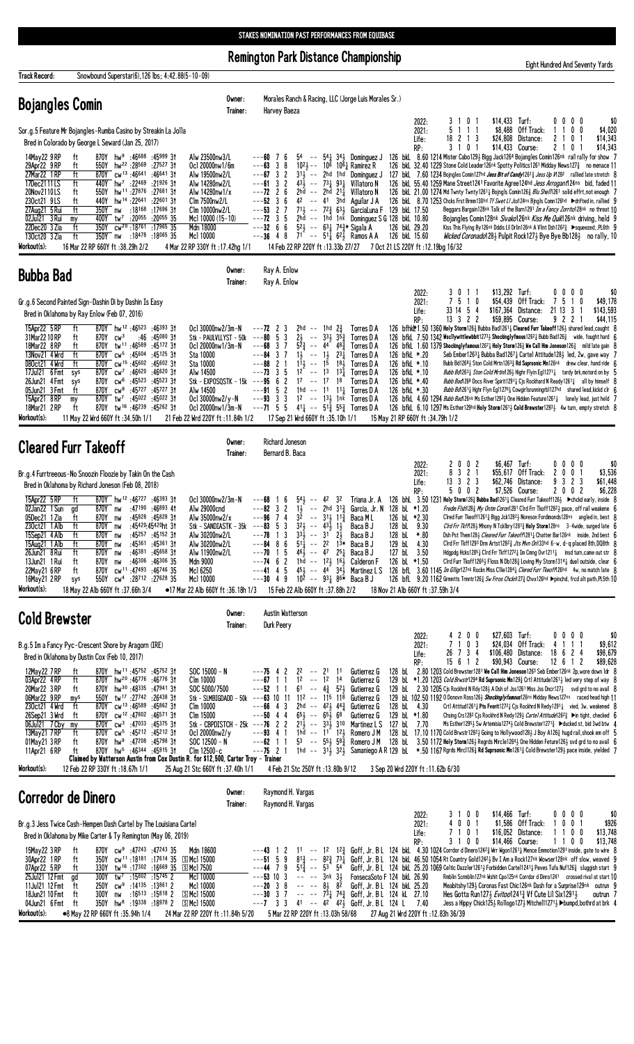STAKES NOMINATION PAST PERFORMANCES FROM EQUIBASE

# Remington Park Distance Championship

Eight Hundred And Seventy Yards

**Track Record:** Snowbound Superstar(6),126 lbs; 4:42.88(5-10-09)

## Bojangles Comin

**Owner:** Morales Ranch & Racing, LLC (Jorge Luis Morales Sr.)
**Trainer:** Harvey Baeza

Sor.g.5 Feature Mr Bojangles-Rumba Casino by Streakin La Jolla
Bred in Colorado by George L Seward (Jan 25, 2017)

| | | | | | | | | |
|---|---|---|---|---|---|---|---|---|
| 2022: | 3 1 0 1 | $14,433 | Turf: | 0 0 0 0 | $0 |
| 2021: | 5 1 1 1 | $8,488 | Off Track: | 1 1 0 0 | $4,020 |
| Life: | 18 2 1 3 | $24,808 | Distance: | 2 1 0 1 | $14,343 |
| RP: | 3 1 0 1 | $14,433 | Course: | 2 1 0 1 | $14,343 |

```
14May22 9RP   ft   870Y hw9 :46688 :45999 3↑  Alw 22500nw3/L    ---60 7 6  54 -- 54½ 34½ Dominguez J  126 bkL  8.60 1214 Mister Cabo129½ Bigg Jack1264 Bojangles Comin126nk rail rally for show 7
29Apr22 9RP   ft   550Y hw22 :28569 :27527 3↑  Ocl 20000nw1/6m   ---63 3 8  10²½ -- 10⁶ 10⁶¼ Ramirez R   126 bkL 32.40 1229 Stone Cold Leader126nk Spotty Politics1261 Midday News127¾ no menace 11
27Mar22 1RP   ft   870Y cw13 :46641 :46641 3↑  Alw 19500nw2/L    ---67 3 2  31½ -- 2hd 1hd Dominguez J  127 bkL  7.60 1234 Bojngles Comin127hd Jess Bt of Candy1261½ Jess Up N1282 rallied late stretch 8
17Dec21 11LS  ft   440Y hw7 :22469 :21926 3↑  Alw 14280nw2/L    ---61 3 2  43½ -- 73¾ 93¾ Villatoro N  126 bkL 55.40 1259 Mane Street1241 Favorite Agree124hd Jess Arrogant124ns bid, faded 11
20Nov21 10LS  ft   550Y hw11 :27876 :27681 3↑  Alw 14280nw2/L/x  ---72 2 6  2hd -- 2hd 21¼ Villatoro N  126 bkL 21.00 1274 Md Twnty Twnty1261¼ Bojngls Comin126¾ Blu Shell1261 solid effrt,not enough 7
23Oct21 9LS   ft   440Y hw14 :22641 :22601 3↑  Clm 7500nw2/L     ---52 3 6  42 -- 41 3hd Aguilar J A  126 bkL  8.70 1253 Chcks Frst Brmm130hd TF Swet Lf Jss124ns Bjngls Comn126hd ▶drifted in, rallied 9
27Aug21 5Rui  ft   350Y nw :18168 :17696 3↑  Clm 10000nw2/L     ---53 2 7  71½ -- 72¾ 63½ GarciaLuna F 129 bkL 17.50     Beggars Bargain128nk Talk of the Barn1291 In a Fancy Zorrito128nk no threat 10
02Jul21 3Rui  my   400Y tw7 :20055 :20055 35  Mcl 10000 (15-10) ---72 3 5  2hd -- 1hd 1nk Dominguez S G 128 bkL 10.80     Bojangles Comin128nk Sivako126nk Kiss Me Quik126nk driving, held 9
22Dec20 3Zia  ft   350Y cw20 :18761 :17965 35  Mdn 18000         ---32 6 6  52½ -- 63¼ 74¾* Sigala A    126 bkL 29.20     Kiss This Flying By126nk Ddds Lil Drlin126nk A Vlint Dsh126²¾ ▶squeezed,,PL8th 9
13Oct20 3Zia  ft   350Y nw :18478 :18065 35  Mcl 10000         ---36 4 8  71 -- 51¼ 62½ Ramos A A    126 bkL 15.60     Wicked Coronado128½ Pulpit Rock127½ Bye Bye Bb128½ no rally, 10
```

**Workout(s):** 16 Mar 22 RP 660Y ft :38.29h 2/2 | 4 Mar 22 RP 330Y ft :17.42hg 1/1 | 14 Feb 22 RP 220Y ft :13.33b 27/27 | 7 Oct 21 LS 220Y ft :12.19bg 16/32

## Bubba Bad

**Owner:** Ray A. Enlow
**Trainer:** Ray A. Enlow

Gr.g.6 Second Painted Sign-Dashin Di by Dashin Is Easy
Bred in Oklahoma by Ray Enlow (Feb 07, 2016)

| | | | | | | | | |
|---|---|---|---|---|---|---|---|---|
| 2022: | 3 0 1 1 | $13,292 | Turf: | 0 0 0 0 | $0 |
| 2021: | 7 5 1 0 | $54,439 | Off Track: | 7 5 1 0 | $49,178 |
| Life: | 33 14 5 4 | $167,364 | Distance: | 21 13 3 1 | $143,593 |
| RP: | 13 3 2 2 | $59,895 | Course: | 9 2 2 1 | $44,115 |

```
15Apr22 5RP   ft   870Y hw12 :46523 :46393 3↑  Ocl 30000nw2/3m-N  ---72 2 3  2hd -- 1hd 2¾  Torres D A  126 bfhkL*1.50 1360 Holy Storm126¾ Bubba Bad1261¼ Cleared Furr Takeoff126½ shared lead,caught 8
31Mar22 10RP  ft   870Y cw3 :46 :45080 3↑  Stk - PAULVLLYST - 50k ---80 5 3  2½ -- 33½ 35¾ Torres D A  126 bfkL  7.50 1342 Mscllnywttlewbbtt1273¾ Shockinglyfmous1262½ Bubba Bad126¾ wide, fought hard 6
18Mar22 8RP   ft   870Y tw11 :46589 :45172 3↑  Ocl 20000nw1/3m-N  ---68 3 7  52¾ -- 44 48¾  Torres D A  126 bfkL  1.60 1379 Shockinglyfamous1267¾ Holy Storm126¾ We Call Him Joneson126¾ mild late gain 8
13Nov21 4Wrd  ft   870Y cw5 :45604 :45125 3↑  Sta 10000          ---84 3 7  1½ -- 1½ 23¼  Torres D A  126 bfkL *.20     Seb Ember1263¼ Bubba Bad1267½ Cartel Attitude128½ led, 2w, gave way 7
08Oct21 4Wrd  ft   870Y cw15 :45602 :45602 3↑  Sta 10000          ---88 2 1  11½ -- 15 18½  Torres D A  126 bfkL *.10     Bubb Bd1268½ Ston Cold Mrtn1263¾ Rd Suprsonic Mn126nk drew clear, hand ride 6
17Jul21 6Fmt  sys  870Y cw7 :46620 :46620 3↑  Alw 14500          ---73 3 5  12 -- 13 13¼  Torres D A  126 bfkL *.10     Bubb Bd1263¼ Ston Cold Mrtin126½ Highr Flyin Eg11271½ tardy brk,motord on by 5
26Jun21 4Fmt  sys  870Y cw6 :45523 :45523 3↑  Stk - EXPOSQSTK - 15k ---95 6 2 17 -- 17 18 Torres D A 126 bfkL *.40 Bubb Bad126⁸ Docs River Spirit1291¼ Cjs Rockhrd N Ready1261½ all by himself 8
05Jun21 3Fmt  ft   870Y cw8 :45727 :45727 3↑  Alw 14500          ---91 5 2  1hd -- 11 11¼  Torres D A  126 bfkL *.30     Bubb Bd1261¼ Hghr Flyn Eg11276½ Cowgirlsrunningrb1127hd shared lead,kickd clr 6
15Apr21 8RP   my   870Y tw7 :45022 :45022 3↑  Ocl 10000nw2/y-N  ---93 3 3  12 -- 13½ 1nk  Torres D A  126 bfkL  4.60 1294 Bubb Bad126nk Ms Esther1291½ One Hidden Feature1263 lonely lead, just held 7
19Mar21 2RP   ft   870Y tw16 :46239 :45262 3↑  Ocl 10000nw2/y-N  ---71 5 5  41½ -- 51¾ 55¾  Torres D A  126 bfkL  6.10 1297 Ms Esther129hd Holy Storm1261¾ Cold Brewster1283½ 4w turn, empty stretch 8
```

**Workout(s):** 11 May 22 Wrd 660Y ft :34.50h 1/1 | 21 Feb 22 Wrd 220Y ft :11.84h 1/2 | 17 Sep 21 Wrd 660Y ft :35.10h 1/1 | 15 May 21 RP 660Y ft :34.79h 1/2

## Cleared Furr Takeoff

**Owner:** Richard Joneson
**Trainer:** Bernard B. Baca

Br.g.4 Furrtreeous-No Snoozin Floozie by Takin On the Cash
Bred in Oklahoma by Richard Joneson (Feb 08, 2018)

| | | | | | | | | |
|---|---|---|---|---|---|---|---|---|
| 2022: | 2 0 0 2 | $6,467 | Turf: | 0 0 0 0 | $0 |
| 2021: | 8 3 2 1 | $55,617 | Off Track: | 2 0 0 1 | $3,536 |
| Life: | 13 3 2 3 | $62,746 | Distance: | 9 3 2 3 | $61,448 |
| RP: | 5 0 0 2 | $7,526 | Course: | 2 0 0 2 | $6,228 |

```
15Apr22 5RP   ft   870Y hw12 :46727 :46393 3↑  Ocl 30000nw2/3m-N  ---68 1 6  54½ -- 42 32   Triana Jr. A 126 bkL  3.50 1231 Holy Storm126¾ Bubba Bad1261¼ Cleared Furr Takeoff126½ ▶chckd early, inside 8
02Jan22 1Sun  gd   870Y nw :47190 :46893 4↑  Alw 29000cnd       ---82 3 2  1½ -- 2hd 31¾  Garcia, Jr. N 128 bkL *1.20     Fredm Flsh128¾ My Ontm Coronl1281 Clrd Frr Tkoff1282½ pace, off rail weakene 6
05Dec21 1Zia  ft   870Y nw :45828 :45828 3↑  Alw 35000nw2/x    ---96 7 4  32 -- 31½ 11¾  Baca M L    126 bL *2.30     Clred Furr Tkeoff1261¾ Bigg Jck1282½ Noreson Fordimonds128ns angled in, best 8
23Oct21 1Alb  ft   870Y nw :45420:45420ht 3↑  Stk - SANDIASTK - 35k ---83 5 3  32½ -- 43¾ 1½  Baca B J    128 bL  9.30     Clrd Frr Tkff128½ Mhony N Tcklbry1281¾ Holy Storm128ns 3-4wide, surged late 6
15Sep21 4Alb  ft   870Y nw :45257 :45152 3↑  Alw 30200nw2/L     ---78 1 3  33½ -- 31 2½  Baca B J    128 bL *.80     Dsh Pst Them128½ Cleared Furr Takeoff1281½ Chatter Bar126nk inside, 2nd best 6
15Aug21 1Alb  ft   870Y nw :45361 :45361 3↑  Alw 30200nw2/L     ---84 8 6  51½ -- 22 13* Baca B J     129 bL  4.30     Clrd Frr Tkff1293 Drm Artst1282¾ Its Mvn On133hd 6-w, d-q placed 8th,DQ8th 8
26Jun21 8Rui  ft   870Y nw :46381 :45658 3↑  Alw 11900nw2/L     ---70 1 5  46½ -- 47 25¼  Baca B J    127 bL  3.50     Hdgpdg Hcks1285¼ Clrd Frr Tkff1272¾ Im Cmng Ovr1211½ insd turn,came out str 8
13Jun21 1Rui  ft   870Y nw :46306 :46306 35  Mdn 9000           ---74 6 2  1hd -- 12½ 16½  Calderon F  126 bL *1.50     Clrd Furr Tkoff1266½ Floss N Db128¾ Loving My Storm1314¼ duel outside, clear 6
22May21 6RP   ft   870Y cw11 :47493 :46746 35  Mcl 6250            ---41 4 5  45½ -- 44 34½  Martinez L S 126 bfL  3.60 1145 Im Gllgr127nk Rockn Miss Clle1284¼ Clered Furr Tkeoff126hd 4w, no match late 8
16May21 2RP   sys  550Y cw4 :28712 :27628 35  Mcl 10000           ---30 4 9  10² -- 93½ 86²* Baca B J    126 bfL  9.20 1162 Grmntts Trmntr126¾ Sw Frros Chckn1273¼ Chvx126hd ▶pinchd, frcd alt path,PL5th 10
```

**Workout(s):** 18 May 22 Alb 660Y ft :37.66h 3/4 | ●17 Mar 22 Alb 660Y ft :36.18h 1/3 | 15 Feb 22 Alb 660Y ft :37.88h 2/2 | 18 Nov 21 Alb 660Y ft :37.59h 3/4

## Cold Brewster

**Owner:** Austin Watterson
**Trainer:** Durk Peery

B.g.5 Im a Fancy Pyc-Crescent Shore by Aragorn (IRE)
Bred in Oklahoma by Dustin Cox (Feb 10, 2017)

| | | | | | | | | |
|---|---|---|---|---|---|---|---|---|
| 2022: | 4 2 0 0 | $27,603 | Turf: | 0 0 0 0 | $0 |
| 2021: | 7 1 0 3 | $24,034 | Off Track: | 4 1 1 1 | $9,612 |
| Life: | 26 7 3 4 | $106,480 | Distance: | 18 6 2 4 | $96,679 |
| RP: | 15 6 1 2 | $90,943 | Course: | 12 6 1 2 | $89,628 |

```
12May22 7RP   ft   870Y hw11 :45752 :45752 3↑  SOC 15000 - N      ---75 4 2  22 -- 21 11   Gutierrez G  128 bL  2.80 1203 Cold Brewster1281 We Call Him Joneson1263 Seb Ember126nk 2p,wore down ldr 8
03Apr22 4RP   ft   870Y hw20 :46776 :46776 3↑  Clm 10000          ---67 1 1  12 -- 12 14   Gutierrez G  129 bL *1.20 1203 Cold Brwstr1294 Rd Supersonic Mn129½ Crtl Attitude1261½ led very step of way 8
20Mar22 3RP   ft   870Y hw30 :48335 :47941 3↑  SOC 5000/7500      ---52 1 1  61 -- 4¾ 52½  Gutierrez G  129 bL  2.30 1205 Cjs Rockhrd N Rdy128½ A Dsh of Jss1261 Miss Jss Dncr127¾ svd grd to no avail 8
06Mar22 9RP   mys  550Y tw17 :27742 :26438 3↑  Stk - SLMBIGDADD - 50k ---63 10 11 11² -- 11⁵ 11⁸ Gutierrez G 129 bL 102.50 1192 O Donovn Ross126½ Shockinglyfamous126ns Midday News127ns raced head high 11
23Oct21 4Wrd  ft   870Y cw13 :46589 :45862 3↑  Clm 10000          ---66 4 3  2hd -- 42½ 44¾  Gutierrez G  128 bL  4.30     Crtl Attitud1261¼ Pts Fvorit1272½ Cjs Rockhrd N Rdy1291¼ vied, 3w, weakened 8
26Sep21 3Wrd  ft   870Y cw12 :47802 :46571 3↑  Clm 15000          ---50 4 4  65½ -- 65½ 68   Gutierrez G  129 bL *1.80     Chsing Crs128² Cjs Rockhrd N Redy129¾ Cartel Attitude126²¾ ▶in tght, checked 6
06Jul21 7Cby  my   870Y cw3 :47033 :45376 3↑  Stk - CBPDISTCH - 25k ---76 2 2 21½ -- 33½ 310 Martinez L S 127 bL  7.70     Ms Esther129½ Sw Artemisia1274¾ Cold Brwstr1291½ ▶ducked st, bid 3wd btw 4
13May21 7RP   ft   870Y cw5 :45212 :45212 3↑  Ocl 20000nw2/y     ---93 4 1  1hd -- 11 12½  Romero J M   128 bL 17.10 1170 Cold Brwstr1282½ Going to Hollywood128½ J Boy A126¾ hugd rail,shook em off 5
01May21 3RP   ft   870Y hw9 :47208 :45798 3↑  SOC 12500 - N      ---62 1 1  53 -- 55½ 58¾  Romero J M   128 bL  3.50 1172 Holy Storm126½ Regrds Mircle1264¾ One Hidden Feture126½ svd grd to no avail 6
11Apr21 6RP   ft   870Y hw5 :46344 :45915 3↑  Clm 12500-c        ---75 2 1  1hd -- 31½ 32½  Samaniego A R 129 bL *.50 1167 Rgrds Mircl126¾ Rd Supersonic Mn1261¼ Cold Brewster129¾ pace inside, yielded 7
   Claimed by Watterson Austin from Cox Dustin R. for $12,500, Carter Troy - Trainer
```

**Workout(s):** 12 Feb 22 RP 330Y ft :18.67h 1/1 | 25 Aug 21 Stc 660Y ft :37.40h 1/1 | 4 Feb 21 Stc 250Y ft :13.80b 9/12 | 3 Sep 20 Wrd 220Y ft :11.62b 6/30

## Corredor de Dinero

**Owner:** Raymond H. Vargas
**Trainer:** Raymond H. Vargas

Br.g.3 Jess Twice Cash-Hempen Dash Cartel by The Louisiana Cartel
Bred in Oklahoma by Mike Carter & Ty Remington (May 06, 2019)

| | | | | | | | | |
|---|---|---|---|---|---|---|---|---|
| 2022: | 3 1 0 0 | $14,466 | Turf: | 0 0 0 0 | $0 |
| 2021: | 4 0 0 1 | $1,586 | Off Track: | 1 0 0 1 | $926 |
| Life: | 7 1 0 1 | $16,052 | Distance: | 1 1 0 0 | $13,748 |
| RP: | 3 1 0 0 | $14,466 | Course: | 1 1 0 0 | $13,748 |

```
15May22 3RP   ft   870Y cw9 :47243 :47243 35  Mdn 18600          ---43 1 2  11 -- 12 12¾  Goff, Jr. B L 124 bL  4.30 1024 Corrdor d Dinero12423 Mr Wgon1261½ Mence Emmotion1291 inside, gate to wire 8
30Apr22 1RP   ft   350Y cw11 :18181 :17614 35  S Mcl 15000       ---51 5 9  81¾ -- 82¾ 73¼  Goff, Jr. B L 124 bL 46.50 1054 Rt Country Gold124¼ Bv I Am a Rock127nk Wowser128nk off slow, weaved 9
07Apr22 5RP   ft   330Y tw16 :17302 :16669 35  S Mcl 7500         ---44 7 9  51¾ -- 53 54   Goff, Jr. B L 124 bL 25.20 1069 Celtic Dazzler1261¼ Forbidden Cartel1241¼ Peves Tufa Nut126¾ sluggish start 9
25Jul21 12Fmt gd   300Y tw7 :15802 :15745 2   Mcl 10000          ---53 10 3 -- -- 3nk 3½  FonsecaSoto F 124 bL 26.90     Rnblin Scrmblin127nk Wsht Cpo125nk Corrdor d Dinro1241 crossed rival at start 10
11Jul21 12Fmt ft   250Y cw9 :14135 :13861 2   Mcl 10000          ---20 3 8  -- -- 8½ 8²   Goff, Jr. B L 124 bL 25.20     Meabitshy129½ Coronas Fast Chic128nk Dash for a Surprise129nk outrun 9
18Jun21 10Fmt ft   300Y nw :16513 :15818 2   S Mcl 15000        ---30 3 7  -- -- 73¾ 74¾  Goff, Jr. B L 124 bL 27.10     Hes Gotta Run127½ Evitoo1241¾ Vf Cute Lil Six129½ outrun 7
04Jun21 6Fmt  ft   350Y hw8 :19338 :18978 2   S Mcl 15000        ---7 3 3   41 -- 42 42½  Goff, Jr. B L 124 L  7.40     Jess a Hippy Chick125½ Rollogo127½ Mitchell1271½ ▶bumpd,bothrd at brk 4
```

**Workout(s):** ●8 May 22 RP 660Y ft :35.94h 1/4 | 24 Mar 22 RP 220Y ft :11.84b 5/20 | 5 Mar 22 RP 220Y ft :13.03h 58/68 | 27 Aug 21 Wrd 220Y ft :12.83h 36/39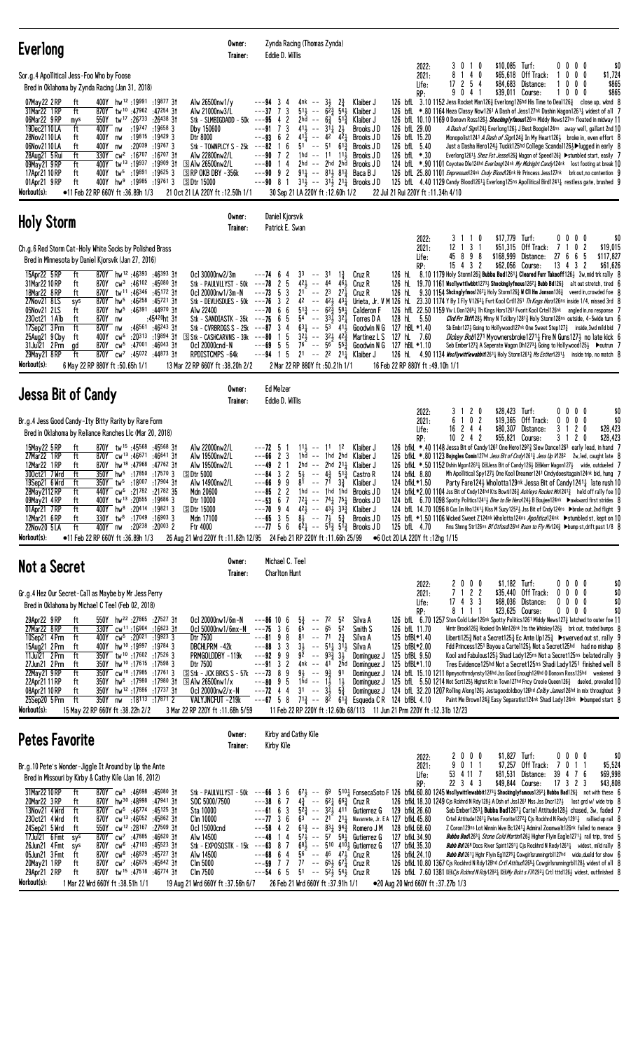## Everlong

Owner: Zynda Racing (Thomas Zynda)
Trainer: Eddie D. Willis

Sor.g.4 Apollitical Jess-Foo Who by Foose
Bred in Oklahoma by Zynda Racing (Jan 31, 2018)

| | | | | | | | |
|---|---|---|---|---|---|---|---|
| 2022: | 3 0 1 0 | $10,085 | Turf: | 0 0 0 0 | $0 |
| 2021: | 8 1 4 0 | $65,618 | Off Track: | 1 0 0 0 | $1,724 |
| Life: | 17 2 5 4 | $84,683 | Distance: | 1 0 0 0 | $865 |
| RP: | 9 0 4 1 | $39,031 | Course: | 1 0 0 0 | $865 |

07May22 2RP ft 400Y hw12 :19991 :19877 3† Alw 26500nw1/y ---94 3 4 4nk -- 3½ 2¾ Klaiber J 126 bfL 3.10 1152 Jess Rocket Man126¾ Everlong126hd His Time to Deal126¾ close up, wknd 8
31Mar22 1RP ft 870Y tw10 :47962 :47254 3† Alw 21000nw3/L ---37 7 3 5½ -- 6¾ 5¾ Klaiber J 126 bfL *.80 1164 Heza Classy Now1261 A Dash of Jess127nk Dashin Wagon1261¼ widest of all 7
06Mar22 9RP mys 550Y tw17 :26733 :26438 3† Stk - SLMBIGDADD - 50k ---95 4 2 2hd -- 6¾ 5¾ Klaiber J 126 bfL 10.10 1169 O Donovn Ross126½ Shockinglyfmous126ns Middy News127ns Floated in midway 11
19Dec21 10LA ft 400Y nw :19747 :19658 3 Dby 150600 ---91 7 3 4½ -- 3½ 2½ Brooks JD 126 bfL 29.00 A Dash of Sign124½ Everlong126½ J Best Boogie124ns away well, gallant 2nd 10
29Nov21 10LA ft 400Y nw :19815 :19429 3 Dtr 8000 ---93 6 2 4½ -- 4² 4²½ Brooks JD 126 bfL 15.20 Monopolist1241 A Dash of Sign124½ In My Heart126½ broke in, even effort 8
06Nov21 10LA ft 400Y nw :20039 :19767 3 Stk - TOWNPLCY S - 25k ---82 1 6 5¹ -- 5¹ 6¼ Brooks JD 126 bfL 5.40 Just a Dasha Hero124½ Tuckk125hd College Scandal126½ ▶lugged in early 8
28Aug21 5Rui ft 330Y cw2 :16707 :16707 3† Alw 22800nw2/L ---90 7 2 1hd -- 1¹ 1½ Brooks JD 126 bfL *.30 Everlong1261½ Shez Fst Jesse126½ Wagon of Speed126¾ ▶stumbled start, easily 7
09May21 9RP ft 400Y tw13 :19937 :19909 3† Ⓢ Alw 26500nw2/L ---80 1 4 2hd -- 2hd 2hd Brooks JD 124 bfL *.90 1101 Coyotee Dle124hd Everlong124nk My Midnight Candy124nk lost footing at break 10
17Apr21 10RP ft 400Y tw5 :19891 :19625 3 Ⓢ RP OKB DBY -356k ---90 9 2 9¼ -- 8½ 8¾ Baca BJ 126 bfL 25.80 1101 Empressum124nk Cndy Blood126nk Hr Princess Jess127nk brk out,no contention 9
01Apr21 9RP ft 400Y hw9 :19985 :19761 3 Ⓢ Dtr 15000 ---90 8 1 3½ -- 3½ 2¼ Brooks JD 125 bfL 4.40 1129 Candy Blood1261¼ Everlong125ns Apollitical Bird1241½ restless gate, brushed 9

Workout(s): ●11 Feb 22 RP 660Y ft :36.89h 1/3 21 Oct 21 LA 220Y ft :12.50h 1/1 30 Sep 21 LA 220Y ft :12.60h 1/2 22 Jul 21 Rui 220Y ft :11.34h 4/10

## Holy Storm

Owner: Daniel Kjorsvik
Trainer: Patrick E. Swan

Ch.g.6 Red Storm Cat-Holy White Socks by Polished Brass
Bred in Minnesota by Daniel Kjorsvik (Jan 27, 2016)

| | | | | | | | |
|---|---|---|---|---|---|---|---|
| 2022: | 3 1 1 0 | $17,779 | Turf: | 0 0 0 0 | $0 |
| 2021: | 12 1 3 1 | $51,315 | Off Track: | 7 1 0 2 | $19,015 |
| Life: | 45 8 9 8 | $168,999 | Distance: | 27 6 6 5 | $117,827 |
| RP: | 15 4 3 2 | $62,056 | Course: | 13 4 3 2 | $61,626 |

15Apr22 5RP ft 870Y hw12 :46393 :46393 3† Ocl 30000nw2/3m ---74 6 4 3³ -- 3¹ 1¾ Cruz R 126 hL 8.10 1179 Holy Storm126¾ Bubba Bad1261¼ Cleared Furr Takeoff126¾ 3w,mid trk rally 8
31Mar22 10RP ft 870Y cw3 :46102 :45080 3† Stk - PAULVLLYST - 50k ---78 2 5 4²½ -- 4⁴ 4⁶½ Cruz R 126 hL 19.70 1161 Wsellywttlwbbt1273¼ Shockinglyfmous1262¼ Bubb Bd126½ alt out stretch, tired 6
18Mar22 8RP ft 870Y tw11 :46346 :45172 3† Ocl 20000nw1/3m-N ---73 5 3 2¹ -- 2³ 2⁷½ Cruz R 126 hL 9.30 1154 Shckngly fmos1267½ Holy Storm126¾ W Cll Hm Jonson126½ veerd in,crowded foe 8
27Nov21 8LS sys 870Y hw5 :46258 :45721 3† Stk - DEVLHSDUES - 50k ---76 3 2 4² -- 4²½ 4³½ Urieta, Jr. VM 126 hL 23.30 1174 Y By I Fly V1262½ Fvrt Kool Crtl1261 Th Kngs Hors126ns inside 1/4, missed 3rd 8
05Nov21 2LS ft 870Y hw5 :46391 :44970 3† Alw 22400 ---70 6 6 5¹¾ -- 6²½ 5⁸¼ Calderon F 126 hfL 22.50 1159 Viv L Don1265½ Th Kngs Hors1261 Fvorit Kool Crtel126nk angled in,no response 7
23Oct21 1Alb ft 870Y nw :45420ft 3† Stk - SANDIASTK - 35k ---75 6 5 5⁴ -- 3³½ 3²¼ Torres DA 128 hL 5.50 Clrd Frr Tkff128¼ Mhny N Tcklbry1281¾ Holy Storm128ns outside, 4-5wide turn 6
17Sep21 3Prm ft 870Y nw :46561 :46243 3† Stk - CVRBRDGS S - 25k ---87 3 4 6³¼ -- 5³ 4¹½ Goodwin NG 127 hBL *1.40 Sb Embr127½ Going to Hollywood127nk One Sweet Step127¾ inside,3wd mld bid 7
25Aug21 9Cby ft 400Y cw5 :20313 :19894 3† Ⓢ Stk - CASHCARVNS - 39k ---80 1 5 3²½ -- 3²½ 4²¾ Martinez LS 127 hL 7.60 Dickey Bob1271 Myownersbroke1271¼ Fire N Guns127½ no late kick 6
31Jul21 2Prm gd 870Y cw5 :47001 :46043 3† Ocl 20000cnd-N ---69 5 5 7⁶ -- 5⁶ 5⁵¾ Goodwin NG 127 hBL *1.10 Seb Ember127¾ A Seperate Wagon Oh127¾ Going to Hollywood125½ ▶outrun 7
29May21 8RP ft 870Y cw7 :45072 :44873 3† RPDISTCMPS -64k ---94 1 5 2¹ -- 2² 2¹½ Klaiber J 126 hL 4.90 1134 Wscllywittlewabbit1261½ Holy Storm1261¾ Ms Esther1291½ inside trip, no match 8

Workout(s): 6 May 22 RP 880Y ft :50.65h 1/1 13 Mar 22 RP 660Y ft :38.20h 2/2 2 Mar 22 RP 880Y ft :50.21h 1/1 16 Feb 22 RP 880Y ft :49.10h 1/1

## Jessa Bit of Candy

Owner: Ed Melzer
Trainer: Eddie D. Willis

Br.g.4 Jess Good Candy-Ity Bitty Rarity by Rare Form
Bred in Oklahoma by Reliance Ranches Llc (Mar 20, 2018)

| | | | | | | | |
|---|---|---|---|---|---|---|---|
| 2022: | 3 1 2 0 | $28,423 | Turf: | 0 0 0 0 | $0 |
| 2021: | 6 1 0 2 | $19,365 | Off Track: | 0 0 0 0 | $0 |
| Life: | 16 2 4 4 | $80,307 | Distance: | 3 1 2 0 | $28,423 |
| RP: | 10 2 4 2 | $55,821 | Course: | 3 1 2 0 | $28,423 |

15May22 5RP ft 870Y tw15 :45568 :45568 3† Alw 22000nw2/L ---72 5 1 1½ -- 1¹ 1² Klaiber J 126 bfkL *.40 1148 Jessa Bit of Candy126² One Hero129²½ Slew Dance126³ early lead, in hand 7
27Mar22 1RP ft 870Y cw13 :46671 :46641 3† Alw 19500nw2/L ---66 2 3 1hd -- 1hd 2hd Klaiber J 126 bfkL *.80 1123 Bojngles Comin127hd Jess Bit of Cndy126½ Jess Up W128² 2w,led, caught late 8
12Mar22 1RP ft 870Y hw18 :47968 :47762 3† Alw 19500nw2/L ---49 2 1 2hd -- 2hd 2¼ Klaiber J 126 bfkL *.50 1152 Dshin Wgon1261¼ ⒹJess Bit of Candy126½ ⒹMarr Wagon127½ wide, outdueled 7
30Oct21 7Wrd ft 350Y hw5 :17850 :17570 3 Ⓢ Dtr 5000 ---66 6 1 5½ -- 4¾ 5¹¾ Castro R 124 bfkL 8.80 Mh Apollitical Spy127½ One Kool Dreamer1241 Cindydoesitagain124nk bid, hung 7
19Sep21 6Wrd ft 350Y tw5 :18007 :17904 3† Alw 14900nw2/L ---66 9 9 8¹ -- 7¹ 3¾ Klaiber J 124 bfkL*1.50 Party Fare124¾ Wholotta129nk Jessa Bit of Candy1241¼ late rush 10
28May21 12RP ft 440Y cw5 :21782 :21782 3S Mdn 20600 ---85 2 2 1hd -- 1hd 1hd Brooks JD 124 bfkL*2.00 1104 Jss Bit of Cndy124hd Nik Bow126¾ Ashleys Rocket Mn1241¾ held off rally foe 10
09May21 4RP ft 400Y tw13 :20555 :19686 3 Dtr 10000 ---53 6 7 7²¼ -- 7⁴¼ 7⁵¾ Brooks JD 124 bfL 6.70 1098 Spotty Politics1241¼ One to Be Hero124½ B Boujee124nk ▶awkward first strides 8
01Apr21 7RP ft 400Y hw8 :20414 :19821 3 Ⓢ Dtr 15000 ---70 9 4 4²½ -- 4³¼ 3³¾ Klaiber J 124 bfL 14.70 1096 B Cus Im Hro1241¼ Kiss M Suzy125²½ Jss Bit of Cndy124ns ▶broke out,2nd flight 9
12Mar21 6RP ft 330Y tw8 :17049 :16903 3 Mdn 17100 ---65 3 5 8½ -- 7½ 5¾ Brooks JD 125 bfL 11.70 1106 Wicked Sweet Z124nk Wholotta124ns Apollitical124nk ▶stumbled st, kept on 10
22Nov20 5LA ft 400Y nw :20238 :20003 2 Ftr 4000 ---77 5 6 6²¼ -- 5¹¾ 5¹¾ Brooks JD 125 bfL 4.70 Fms Shng Str126ns Bf Otfosd126hd Rson to Fly Mv124¾ ▶bump st,drift past 1/8 8

Workout(s): ●11 Feb 22 RP 660Y ft :36.89h 1/3 26 Aug 21 Wrd 220Y ft :11.82h 12/95 24 Feb 21 RP 220Y ft :11.66h 25/99 ●6 Oct 20 LA 220Y ft :12hg 1/15

## Not a Secret

Owner: Michael C. Teel
Trainer: Charlton Hunt

Gr.g.4 Hez Our Secret-Call as Maybe by Mr Jess Perry
Bred in Oklahoma by Michael C Teel (Feb 02, 2018)

| | | | | | | | |
|---|---|---|---|---|---|---|---|
| 2022: | 2 0 0 0 | $1,182 | Turf: | 0 0 0 0 | $0 |
| 2021: | 7 1 2 2 | $35,440 | Off Track: | 0 0 0 0 | $0 |
| Life: | 17 4 3 3 | $68,036 | Distance: | 0 0 0 0 | $0 |
| RP: | 8 1 1 1 | $23,625 | Course: | 0 0 0 0 | $0 |

29Apr22 9RP ft 550Y hw22 :27865 :27527 3† Ocl 20000nw1/6m-N ---86 10 6 5¾ -- 7² 5² Silva A 126 bfL 6.70 1257 Ston Cold Lder126nk Spotty Politics1261 Middy News127¾ latched to outer foe 11
27Mar22 8RP ft 330Y cw11 :16904 :16623 3† Ocl 5000nw1/6mx-N ---75 3 6 6⁵ -- 6⁵ 5² Smith S 126 bfL 11.70 Wintr Brook126¾ Hooked On Win126nk Its the Whiskey126½ brk out, traded bumps 8
10Sep21 4Prm ft 400Y cw5 :20021 :19923 3 Dtr 7500 ---81 9 8 8¹ -- 7¹ 2¾ Silva A 125 bfBL*1.40 Liberti125¾ Not a Secret125¾ Ec Ante Up125¾ ▶swerved out st, rally 9
15Aug21 2Prm ft 400Y hw10 :19997 :19784 3 DBCHLPRM -42k ---88 3 3 3½ -- 5¹½ 3¹½ Silva A 125 bfBL*2.00 Fdd Princess1251 Bayou a Cartel125½ Not a Secret125hd had no misbap 8
11Jul21 2Prm ft 350Y tw10 :17602 :17526 3 PRMGOLDDBY -119k ---92 9 9 9² -- 9³¾ 3½ Dominguez J 125 bfBL 9.50 Kool and Fabulous125½ Shadi Lady125ns Not a Secret125ns belated rally 9
27Jun21 2Prm ft 350Y hw10 :17615 :17598 3 Dtr 7500 ---91 3 2 4nk -- 4¹ 2hd Dominguez J 125 bfBL*1.10 Tres Evidence125hd Not a Secret125ns Shadi Lady125¹ finished well 8
22May21 9RP ft 350Y cw10 :17985 :17761 3 Ⓢ Stk - JCK BRKS S - 57k ---73 8 9 9½ -- 9¾ 9¹ Dominguez J 124 bfL 15.10 1211 Bpmysothrndynsty124hd Jss Good Enough124hd O Donovn Ross125hd weakened 9
22Apr21 11RP ft 350Y hw5 :17980 :17980 3† Ⓢ Alw 26500nw1/x ---80 9 5 1hd -- 1½ 1½ Dominguez J 125 bfL 5.50 1214 Not Scrt125½ Hghst Rt in Town127hd Frcy Creole Queen126¾ dueled, prevailed 10
08Apr21 10RP ft 350Y hw12 :17886 :17737 3† Ocl 20000nw2/x-N ---72 4 4 3¹ -- 3½ 5¾ Dominguez J 124 bfL 32.20 1207 Rolling Along126¾ Jestagoodoldboy126hd Colby James126hd in mix throughout 9
25Sep20 5Prm ft 350Y nw :18113 :17871 2 VALYJNCFUT -219k ---67 5 8 7¹¾ -- 8² 6¹¾ Esqueda CR 124 bfBL 4.10 Paint Me Brown124¾ Easy Separatist124nk Shadi Lady124nk ▶bumped start 8

Workout(s): 15 May 22 RP 220Y ft :38.22h 2/2 3 Mar 22 RP 220Y ft :11.68h 5/59 11 Feb 22 RP 220Y ft :12.60b 68/113 11 Jun 21 Prm 220Y ft :12.31b 12/23

## Petes Favorite

Owner: Kirby and Cathy Kile
Trainer: Kirby Kile

Br.g.10 Pete's Wonder-Jiggle It Around by Up the Ante
Bred in Missouri by Kirby & Cathy Kile (Jan 16, 2012)

| | | | | | | | |
|---|---|---|---|---|---|---|---|
| 2022: | 2 0 0 0 | $1,827 | Turf: | 0 0 0 0 | $0 |
| 2021: | 9 0 1 1 | $7,257 | Off Track: | 7 0 1 1 | $5,524 |
| Life: | 53 4 11 7 | $81,531 | Distance: | 39 4 7 6 | $69,998 |
| RP: | 22 3 4 3 | $49,844 | Course: | 17 3 2 3 | $43,808 |

31Mar22 10RP ft 870Y cw3 :46698 :45080 3† Stk - PAULVLLYST - 50k ---66 3 6 6⁷½ -- 6⁹ 5¹⁰¾ FonsecaSoto F 126 bfkL 60.80 1245 Wscllywittlewabbit1273¼ Shockinglyfamous1262¼ Bubba Bad126½ not with these 6
20Mar22 3RP ft 870Y hw30 :48998 :47941 3† SOC 5000/7500 ---38 6 7 4¾ -- 6²½ 6⁶¾ Cruz R 126 bfkL 18.30 1249 Cjs Rckhrd N Rdy128½ A Dsh of Jss1261 Mss Jss Dncr127½ lost grd w/ wide trip 8
13Nov21 4Wrd ft 870Y cw5 :46774 :45125 3† Sta 10000 ---61 6 3 5²¾ -- 3²½ 4¹¹ Gutierrez G 129 bfkL 26.60 Seb Ember126¾ Bubba Bad126²½ Cartel Attitude128½ chased, 3w, faded 7
23Oct21 4Wrd ft 870Y cw13 :46052 :45862 3† Clm 10000 ---77 3 6 6³ -- 2¹ 2¹¼ Navarrete, Jr. EA 127 bfkL 45.80 Crtel Attitude1261¼ Petes Fvorite1272¾ Cjs Rockhrd N Redy129¾ rallied up rail 8
24Sep21 5Wrd ft 550Y cw12 :28167 :27509 3† Ocl 15000cnd ---58 4 2 6¹¾ -- 8³¼ 9⁴¾ Romero JM 128 bfkL 68.60 Z Coronr129ns Lot Winnin Wve Bc1241¾ Admiral Zoomwalt126nk failed to menace 9
17Jul21 6Fmt sy5 870Y cw7 :47885 :46620 3† Alw 14500 ---48 1 4 5⁷½ -- 5⁷ 5⁸¾ Gutierrez G 127 bfkL 34.90 Bubba Bad126¾ Stone Cold Martini126¾ Higher Flyin Eagle1271¼ rail trip, tired 5
26Jun21 4Fmt sys 870Y cw6 :47103 :45523 3† Stk - EXPOSQSTK - 15k ---63 8 7 6⁸½ -- 5¹⁰ 4¹⁰½ Gutierrez G 127 bfkL 35.30 Bubb Bd126³ Docs River Spirit1291¼ Cjs Rockhrd N Rdy126½ widest, mild rally 8
05Jun21 3Fmt ft 870Y cw8 :46879 :45727 3† Alw 14500 ---68 6 4 5⁶ -- 4⁶ 4⁷½ Cruz R 126 bfkL 24.10 Bubb Bd126¾ Highr Flyin Egl1276¾ Cowgirlsrunningrbl127hd wide,duelled for show 6
20May21 1RP ft 870Y cw7 :46875 :45642 3† Clm 5000 ---59 7 7 7⁷ -- 6⁵½ 6⁷¾ Cruz R 126 bfkL 10.80 1367 Cjs Rockhrd N Rdy128hd Crtl Attitud1265¾ Cowgirlsrunningrbl128¾ widest of all 8
29Apr21 2RP ft 870Y tw15 :47518 :46774 3† Clm 7500 ---54 6 5 5¹ -- 5²½ 5⁴½ Cruz R 126 bfkL 7.60 1381 ⒹKCjs Rckhrd N Rdy128²¼ ⒹMy Bckt s Fll1283½ Crtl tttd126¾ widest, outfinished 8

Workout(s): 1 Mar 22 Wrd 660Y ft :38.51h 1/1 19 Aug 21 Wrd 660Y ft :37.56h 6/7 26 Feb 21 Wrd 660Y ft :37.91h 1/1 ●20 Aug 20 Wrd 660Y ft :37.27b 1/3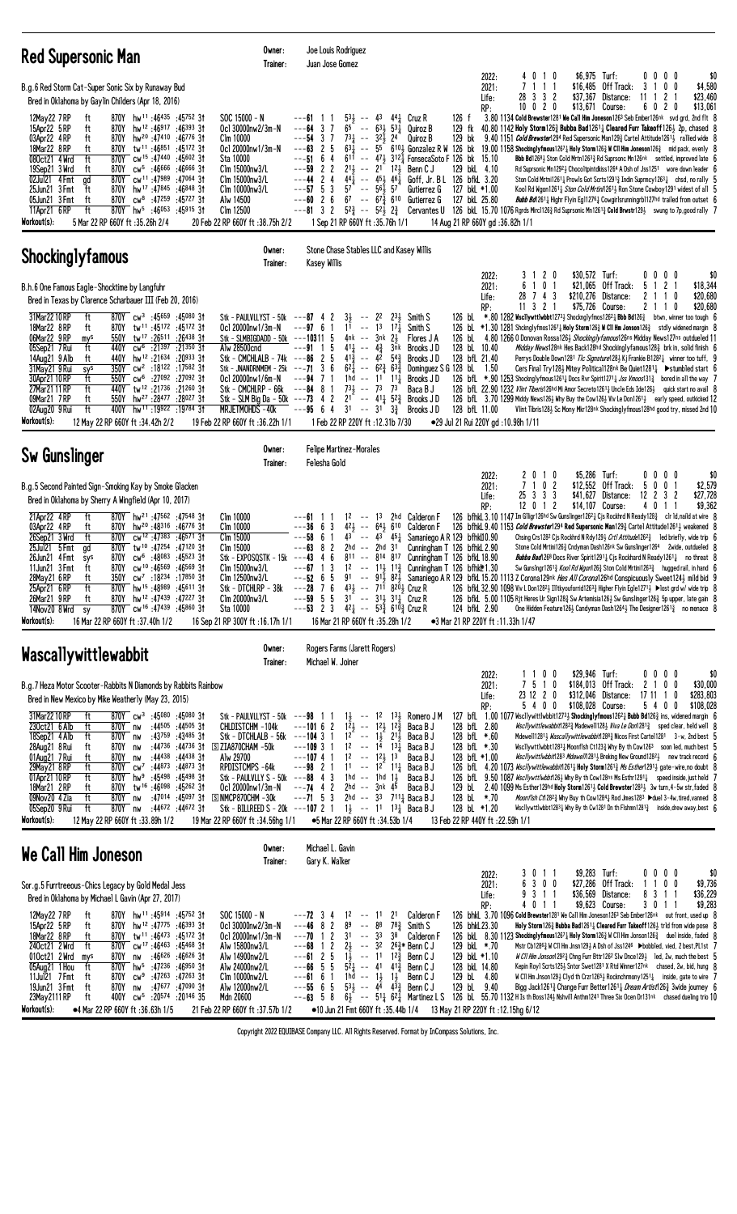## Red Supersonic Man

Owner: Joe Louis Rodriguez
Trainer: Juan Jose Gomez

B.g.6 Red Storm Cat-Super Sonic Six by Runaway Bud
Bred in Oklahoma by Gaylin Childers (Apr 18, 2016)

| | | | | | | |
|---|---|---|---|---|---|---|
| 2022: | 4 0 1 0 | $6,975 | Turf: | 0 0 0 0 | $0 |
| 2021: | 7 1 1 1 | $16,485 | Off Track: | 3 1 0 0 | $4,580 |
| Life: | 28 3 3 2 | $37,367 | Distance: | 11 1 2 1 | $23,460 |
| RP: | 10 0 2 0 | $13,671 | Course: | 6 0 2 0 | $13,061 |

12May22 7RP ft 870Y hw11 :46435 :45752 3↑ SOC 15000 - N ---61 1 1 5³½ -- 4³ 4⁴¼ Cruz R 126 f 3.80 1134 Cold Brewster1281 We Call Him Joneson1263 Seb Ember126nk svd grd, 2nd flt 8
15Apr22 5RP ft 870Y hw12 :46917 :46393 3↑ Ocl 30000nw2/3m-N ---64 3 7 6⁵ -- 6³½ 5³¾ Quiroz B 129 fk 40.80 1142 Holy Storm126½ Bubba Bad1261¼ Cleared Furr Takeoff126½ 2p, chased 8
03Apr22 4RP ft 870Y hw20 :47410 :46776 3↑ Clm 10000 ---54 3 7 7³¼ -- 3²½ 2⁴ Quiroz B 129 bk 9.40 1151 Cold Brewster1294 Red Supersonic Man129½ Cartel Attitude1261¼ rallied wide 8
18Mar22 8RP ft 870Y tw11 :46851 :45172 3↑ Ocl 20000nw1/3m-N ---63 2 5 6³¼ -- 5⁵ 6¹⁰½ Gonzalez R W 126 bk 19.00 1158 Shockinglyfmous1267¾ Holy Storm126½ W Cll Him Joneson126½ mid pack, evenly 8
08Oct21 4Wrd ft 870Y cw15 :47440 :45602 3↑ Sta 10000 ---51 6 4 6¹¹ -- 4⁷½ 3¹²¾ FonsecaSoto F 126 bk 15.10 Bbb Bd128¾ Ston Cold Mrtini1262¾ Rd Supersonic Mn126nk settled, improved late 6
19Sep21 3Wrd ft 870Y cw5 :46666 :46666 3↑ Clm 15000nw3/L ---59 2 2 2¹½ -- 2¹ 1²½ Benn C J 129 bkL 4.10 Rd Supersonic Mn1292½ Chocoltpintdkiss1264 A Dsh of Jss1251 wore down leader 6
02Jul21 4Fmt gd 870Y cw11 :47989 :47064 3↑ Clm 15000nw3/L ---44 2 4 4⁴¼ -- 4⁵¼ 4⁶¾ Goff, Jr. B L 126 bfkL 3.20 Ston Cold Mrtni1261½ Prowls Got Scrts1291½ Indin Supmcy1263½ chsd, no rally 5
25Jun21 3Fmt ft 870Y hw17 :47845 :46848 3↑ Clm 10000nw3/L ---57 5 3 5⁷ -- 5⁶½ 5⁷ Gutierrez G 127 bkL *1.00 Kool Rd Wgon1261¼ Ston Cold Mrtini1261½ Run Stone Cowboy1291 widest of all 5
05Jun21 3Fmt ft 870Y cw8 :47259 :45727 3↑ Alw 14500 ---60 2 6 6⁷ -- 6⁷¾ 6¹⁰ Gutierrez G 127 bkL 25.80 Bubb Bd1261¼ Highr Flyin Eg1127¾ Cowgirlsrunningrbl127hd trailed from outset 6
11Apr21 6RP ft 870Y hw5 :46053 :45915 3↑ Clm 12500 ---81 3 2 5²¾ -- 5²½ 2½ Cervantes U 126 bkL 15.70 1076 Rgrds Mrcl126½ Rd Suprsonic Mn1263¼ Cold Brwstr129½ swung to 7p,good rally 7

Workout(s): 5 Mar 22 RP 660Y ft :35.26h 2/4 | 20 Feb 22 RP 660Y ft :38.75h 2/2 | 1 Sep 21 RP 660Y ft :35.76h 1/1 | 14 Aug 21 RP 660Y gd :36.82h 1/1

## Shockinglyfamous

Owner: Stone Chase Stables LLC and Kasey Willis
Trainer: Kasey Willis

B.h.6 One Famous Eagle-Shocktime by Langfuhr
Bred in Texas by Clarence Scharbauer III (Feb 20, 2016)

| | | | | | | |
|---|---|---|---|---|---|---|
| 2022: | 3 1 2 0 | $30,572 | Turf: | 0 0 0 0 | $0 |
| 2021: | 6 1 0 1 | $21,065 | Off Track: | 5 1 2 1 | $18,344 |
| Life: | 28 7 4 3 | $210,276 | Distance: | 2 1 1 0 | $20,680 |
| RP: | 11 3 2 1 | $75,726 | Course: | 2 1 1 0 | $20,680 |

31Mar22 10RP ft 870Y cw3 :45659 :45080 3↑ Stk - PAULVLLYST - 50k ---87 4 2 3½ -- 2² 2³½ Smith S 126 bL *.80 1282 Wscllywittlwbbt1273½ Shockinglyfmous1262¾ Bbb Bd126½ btwn, winner too tough 6
18Mar22 8RP ft 870Y tw11 :45172 :45172 3↑ Ocl 20000nw1/3m-N ---97 6 1 1¹ -- 1³ 1⁷¾ Smith S 126 bL *1.30 1281 Shcknglyfmos1267¾ Holy Storm126½ W Cll Him Jonson126½ stdly widened margin 8
06Mar22 9RP mys 550Y tw17 :26511 :26438 3↑ Stk - SLMBIGDADD - 50k ---10311 5 4nk -- 3nk 2½ Flores J A 126 bL 4.80 1266 O Donovan Rossa126½ Shockinglyfamous126ns Midday News127ns outdueled 11
05Sep21 7Rui ft 440Y cw6 :21397 :21350 3↑ Alw 28500cnd ---91 1 5 4¹½ -- 4¾ 3nk Brooks J D 128 bL 10.40 Midday News128nk Hes Back128hd Shockinglyfamous128¾ brk in, solid finish 6
14Aug21 9Alb ft 440Y hw12 :21634 :20933 3↑ Stk - CMCHLALB - 74k ---86 2 5 4¹¾ -- 4² 5⁴¾ Brooks J D 128 bfL 21.40 Perrys Double Down1281 Tlc Signature128¾ Kj Frankie B1282¼ winner too tuff, 9
31May21 9Rui sys 350Y cw2 :18122 :17582 3↑ Stk - JNANDRNMEM - 25k ---71 3 6 6²¾ -- 6²¾ 6³¾ Dominguez S G 128 bL 1.50 Cers Final Try128¾ Mitey Politica1128nk Be Quiet1281¼ ▶stumbled start 6
30Apr21 10RP ft 550Y cw6 :27092 :27092 3↑ Ocl 20000nw1/6m-N ---94 7 1 1hd -- 1¹ 1¹¾ Brooks J D 126 bfL *.90 1253 Shcknglyfmous1261¼ Docs Rvr Spirit1271¼ Jss Vmoss131¾ bored in all the way 7
27Mar21 11RP ft 440Y tw12 :21736 :21260 3↑ Stk - CMCHLRP - 66k ---84 8 1 7³½ -- 7³ 7³ Baca B J 126 bfL 22.90 1232 Vlnt Tiberis126hd Mi Amor Secreto1261¼ Uncle Eds Ide126½ quick start no avail 8
09Mar21 7RP ft 550Y hw27 :28477 :28027 3↑ Stk - SLM Big Da - 50k ---73 4 2 2¹ -- 4¹½ 5²¾ Brooks J D 126 bfL 3.70 1299 Middy News126½ Why Buy the Cow126½ Viv Le Don1261¼ early speed, outkicked 12
02Aug20 9Rui ft 400Y hw11 :19922 :19784 3↑ MRJETMOHDS - 40k ---95 6 4 3¹ -- 3¹ 3¾ Brooks J D 128 bfL 11.00 Vlnt Tibris128¾ Sc Mony Mkr128nk Shockinglyfmous128hd good try, missed 2nd 10

Workout(s): 12 May 22 RP 660Y ft :34.42h 2/2 | 19 Feb 22 RP 660Y ft :36.22h 1/1 | 1 Feb 22 RP 220Y ft :12.31b 7/30 | ●29 Jul 21 Rui 220Y gd :10.98h 1/11

## Sw Gunslinger

Owner: Felipe Martinez-Morales
Trainer: Felesha Gold

B.g.5 Second Painted Sign-Smoking Kay by Smoke Glacken
Bred in Oklahoma by Sherry A Wingfield (Apr 10, 2017)

| | | | | | | |
|---|---|---|---|---|---|---|
| 2022: | 2 0 1 0 | $5,286 | Turf: | 0 0 0 0 | $0 |
| 2021: | 7 1 0 2 | $12,552 | Off Track: | 5 0 0 1 | $2,579 |
| Life: | 25 3 3 3 | $41,627 | Distance: | 12 2 3 2 | $27,728 |
| RP: | 12 0 1 2 | $14,137 | Course: | 4 0 1 1 | $9,362 |

21Apr22 4RP ft 870Y hw21 :47562 :47548 3↑ Clm 10000 ---61 1 1 1² -- 1³ 2hd Calderon F 126 bfhkL 3.10 1147 Im Gllgr126hd Sw Gunslinger1262¾ Cjs Rockfrd N Ready128¾ clr ld,naild at wire 8
03Apr22 4RP ft 870Y hw20 :48316 :46776 3↑ Clm 10000 ---36 6 3 4²½ -- 6⁴¾ 6¹⁰ Calderon F 126 bfhkL 9.40 1153 Cold Brewster1294 Red Supersonic Man129¾ Cartel Attitude1261¼ weakened 8
26Sep21 3Wrd ft 870Y cw12 :47383 :46571 3↑ Clm 15000 ---58 6 1 4³ -- 4³ 4⁵¼ Samaniego A R 129 bfhkL10.90 Chsing Crs128² Cjs Rockfrd N Rdy129¼ Crtl Attitude1262¾ led briefly, wide trip 6
25Jul21 5Fmt gd 870Y tw10 :47254 :47120 3↑ Clm 15000 ---63 8 2 2hd -- 2hd 3¹ Cunningham T 126 bfhkL 2.90 Stone Cold Mrtini126½ Cndyman Dash126nk Sw Gunslinger1264 2wide, outdueled 8
26Jun21 4Fmt sys 870Y cw6 :48083 :45523 3↑ Stk - EXPOSQSTK - 15k ---43 4 6 8¹¹ -- 8¹⁴ 8¹⁷ Cunningham T 126 bfkL 18.90 Bubba Bad126¾ Docs River Spirit1291¼ Cjs Rockfrd N Ready1261¼ no threat 8
11Jun21 3Fmt ft 870Y cw10 :46569 :46569 3↑ Clm 15000nw3/L ---67 1 3 1² -- 1¹½ 1¹¾ Cunningham T 126 bfhkL 1.30 Sw Gunslngr1261¾ Kool Rd Wgon126¼ Ston Cold Mrtini1263¾ hugged rail, in hand 6
28May21 6RP ft 350Y cw7 :18234 :17850 3↑ Clm 12500nw3/L ---52 6 5 9¹ -- 9¹½ 8²½ Samaniego A R 129 bfkL 15.20 1113 Z Corona129nk Hes All Corona126hd Conspicuously Sweet124½ mild bid 9
25Apr21 6RP ft 870Y hw15 :48989 :45611 3↑ Stk - DTCHLRP - 38k ---28 7 6 4³½ -- 7¹¹ 8²⁰½ Cruz R 126 bfkL 32.90 1098 Viv L Don1282¼ Illtkyoufornd1262¾ Higher Flyin Egle1271½ ▶lost grd w/ wide trip 8
26Mar21 9RP ft 870Y hw12 :47439 :47227 3↑ Clm 20000nw3/L ---59 5 5 3¹ -- 3¹½ 3¹½ Cruz R 126 bfkL 5.00 1105 Rjt Heres Ur Sign128½ Sw Artemisia126½ Sw Gunslinger126½ 5p upper, late gain 8
14Nov20 8Wrd sy 870Y cw16 :47439 :45860 3↑ Sta 10000 ---53 2 3 4²¼ -- 5³¾ 6¹⁰¾ Cruz R 124 bfkL 2.90 One Hidden Feature126½ Candyman Dash1264¾ The Designer1261½ no menace 8

Workout(s): 16 Mar 22 RP 660Y ft :37.40h 1/2 | 16 Sep 21 RP 300Y ft :16.17h 1/1 | 16 Mar 21 RP 660Y ft :35.28h 1/2 | ●3 Mar 21 RP 220Y ft :11.33h 1/47

## Wascallywittlewabbit

Owner: Rogers Farms (Jarett Rogers)
Trainer: Michael W. Joiner

B.g.7 Heza Motor Scooter-Rabbits N Diamonds by Rabbits Rainbow
Bred in New Mexico by Mike Weatherly (May 23, 2015)

| | | | | | | |
|---|---|---|---|---|---|---|
| 2022: | 1 1 0 0 | $29,946 | Turf: | 0 0 0 0 | $0 |
| 2021: | 7 5 1 0 | $184,013 | Off Track: | 2 1 0 0 | $30,000 |
| Life: | 23 12 2 0 | $312,046 | Distance: | 17 11 1 0 | $283,803 |
| RP: | 5 4 0 0 | $108,028 | Course: | 5 4 0 0 | $108,028 |

31Mar22 10RP ft 870Y cw3 :45080 :45080 3↑ Stk - PAULVLLYST - 50k ---98 1 1 1½ -- 1² 1³½ Romero J M 127 bfL 1.00 1077 Wscllywittlwbbit1273½ Shockinglyfmous1262¾ Bubb Bd126½ ins, widened margin 6
23Oct21 6Alb ft 870Y nw :44505 :44505 3↑ CHLDISTCHM - 104k ---101 6 2 1²½ -- 1²½ 1²¾ Baca B J 128 bfL 2.80 Wscllywittlewabbit1282¾ Madewell128½ Viva Le Don128¾ sped clear, held well 8
18Sep21 4Alb ft 870Y nw :43759 :43485 3↑ Stk - DTCHLALB - 56k ---104 3 1 1² -- 1½ 2¹½ Baca B J 128 bfL *.60 Mdewell1281½ Wascallywittlewabbit128¾ Nicos First Cartel1281 3-w, 2nd best 5
28Aug21 8Rui ft 870Y nw :44736 :44736 3↑ [S] ZIA870CHAM -50k ---109 3 1 1² -- 1⁴ 1³¼ Baca B J 128 bfL *.30 Wscllywttlwbbt128¾ Moonflsh Ct123¾ Why By th Cow1263 soon led, much best 5
01Aug21 7Rui ft 870Y nw :44438 :44438 3↑ Alw 29700 ---107 4 1 1² -- 1²½ 1³ Baca B J 128 bfL *.10 Wscllywittlwbbit1283 Mdewell1281¼ Brekng New Ground128²½ new track record 6
29May21 8RP ft 870Y cw7 :44873 :44873 3↑ RPDISTCMPS -64k ---98 2 1 1¹ -- 1² 1¹¼ Baca B J 126 bfL 4.20 1073 Wscllywittlewabbit1261¼ Holy Storm1261¾ Ms Esther1291½ gate-wire,no doubt 8
01Apr21 10RP ft 870Y hw9 :45498 :45498 3↑ Stk - PAULVLLY S - 50k ---88 4 3 1hd -- 1hd 1½ Baca B J 126 bfL 9.50 1087 Wscllywttlwbbt126½ Why By th Cow128ns Ms Esthr1291¼ speed inside, just held 7
18Mar21 2RP ft 870Y tw16 :46098 :45262 3↑ Ocl 20000nw1/3m-N ---74 4 2 2hd -- 3nk 4⁵ Baca B J 129 bL 2.40 1099 Ms Esther129hd Holy Storm1261¼ Cold Brewster1283¼ 3w turn,4-5w str,faded 8
09Nov20 4Zia ft 870Y nw :47014 :45097 3↑ [S] NMCP870CHM -30k ---71 5 3 2hd -- 3³ 7¹¹½ Baca B J 128 bL *.70 Moonfish Ct1282¾ Why Buy th Cow1284¼ Rod Jmes1283 ▶duel 3-4w,tired,vanned 8
05Sep20 9Rui ft 870Y nw :44672 :44672 3↑ Stk - BILLREED S - 20k ---107 2 1 1½ -- 1¹ 1³¼ Baca B J 128 bL *1.20 Wscllywttlwbbt1283¼ Why By th Cw1281 Dn th Flshmn1281¼ inside,drew away,best 6

Workout(s): 12 May 22 RP 660Y ft :33.89h 1/2 | 19 Mar 22 RP 660Y ft :34.56hg 1/1 | ●5 Mar 22 RP 660Y ft :34.53h 1/4 | 13 Feb 22 RP 440Y ft :22.59h 1/1

## We Call Him Joneson

Owner: Michael L. Gavin
Trainer: Gary K. Walker

Sor.g.5 Furrtreeous-Chics Legacy by Gold Medal Jess
Bred in Oklahoma by Michael L Gavin (Apr 27, 2017)

| | | | | | | |
|---|---|---|---|---|---|---|
| 2022: | 3 0 1 1 | $9,283 | Turf: | 0 0 0 0 | $0 |
| 2021: | 6 3 0 0 | $27,286 | Off Track: | 1 1 0 0 | $9,736 |
| Life: | 9 3 1 1 | $36,569 | Distance: | 8 3 1 1 | $36,229 |
| RP: | 4 0 1 1 | $9,623 | Course: | 3 0 1 1 | $9,283 |

12May22 7RP ft 870Y hw11 :45914 :45752 3↑ SOC 15000 - N ---72 3 4 1² -- 1¹ 2¹ Calderon F 126 bhkL 3.70 1096 Cold Brewster1281 We Call Him Joneson1263 Seb Ember126nk out front, used up 8
15Apr22 5RP ft 870Y hw12 :47775 :46393 3↑ Ocl 30000nw2/3m-N ---46 8 2 8⁹ -- 8⁸ 7⁸¾ Smith S 126 bhkL23.30 Holy Storm126½ Bubba Bad1261¼ Cleared Furr Takeoff126½ trld from wide pose 8
18Mar22 8RP ft 870Y tw11 :46473 :45172 3↑ Ocl 20000nw1/3m-N ---70 1 2 3¹ -- 3³ 3⁸ Calderon F 126 bkL 8.30 1123 Shockinglyfmous1267¾ Holy Storm126½ W Cll Him Joneson126½ duel inside, faded 8
24Oct21 2Wrd ft 870Y cw17 :46463 :45468 3↑ Alw 15800nw3/L ---68 1 2 2½ -- 3² 2⁶³● Benn C J 129 bkL *.70 Mstr Cb1286¾ W Cll Hm Jnsn129¾ A Dsh of Jss1245 ▶bobbled, vied, 2 best, PL1st 7
01Oct21 2Wrd mys 870Y nw :46626 :46626 3↑ Alw 14900nw2/L ---61 2 5 1½ -- 1¹ 1²¾ Benn C J 129 bkL *1.10 W Cll Him Jonson129¾ Chng Furr Bttr1262 Slw Dncr129½ led, 2w, much the best 5
05Aug21 1Hou ft 870Y hw5 :47236 :46950 3↑ Alw 24000nw2/L ---66 5 5 5²¼ -- 4¹ 4¹¾ Benn C J 128 bkL 14.80 Kepin Roy1 Scrts125¾ Sntor Swet1281 X Rtd Winner127nk chased, 2w, bid, hung 8
11Jul21 7Fmt ft 870Y cw9 :47263 :47263 3↑ Clm 10000nw2/L ---61 6 1 1hd -- 1½ 1½ Benn C J 129 bL 4.80 W Cll Hm Jnson129½ Clyd th Crzr126½ Rockncmmony1251¼ inside, gate to wire 7
19Jun21 3Fmt ft 870Y nw :47677 :47090 3↑ Alw 12000nw2/L ---55 6 5 5³½ -- 4⁴ 4³¾ Benn C J 129 bL 9.40 Bigg Jack1261¾ Change Furr Better1261¼ Dream Artist126¾ 3wide journey 6
23May2111 RP ft 400Y cw5 :20574 :20146 3↑ Mdn 20600 ---63 5 8 6½ -- 5¹¼ 6²¼ Martinez L S 126 bkL 55.70 1132 H Is th Boss124¾ Nshvill Anthm1241 Three Six Ocen Dr131nk chased dueling trio 10

Workout(s): ●4 Mar 22 RP 660Y ft :36.63h 1/5 | 21 Feb 22 RP 660Y ft :37.57b 1/2 | ●10 Jun 21 Fmt 660Y ft :35.44b 1/4 | 13 May 21 RP 220Y ft :12.15hg 6/12

Copyright 2022 EQUIBASE Company LLC. All Rights Reserved. Format by InCompass Solutions, Inc.